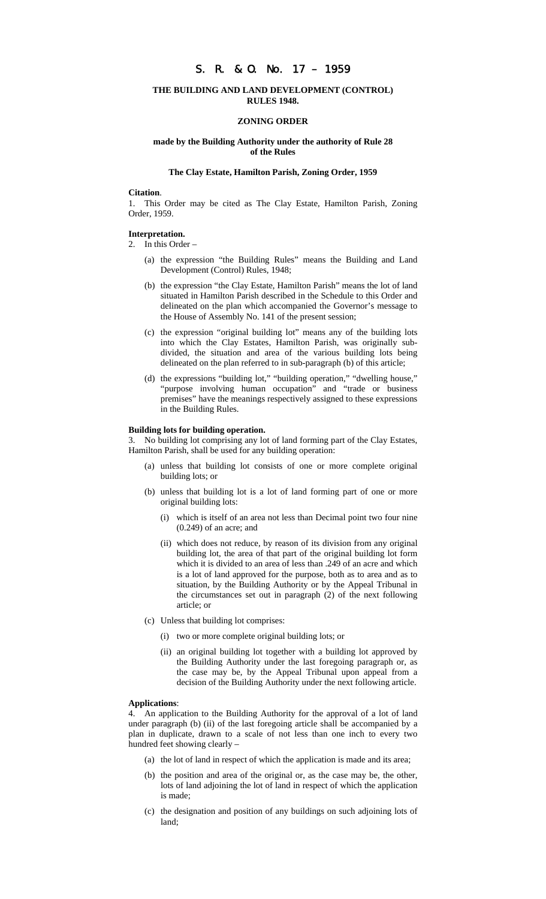# S. R. & O. No. 17 – 1959

## THE BUILDING AND LAND DEVELOPMENT (CONTROL) RULES 1948.

### ZONING ORDER

**made by the Building Authority under the authority of Rule 28 of the Rules**

**The Clay Estate, Hamilton Parish, Zoning Order, 1959**

**Citation**.
1. This Order may be cited as The Clay Estate, Hamilton Parish, Zoning Order, 1959.

**Interpretation.**
2. In this Order –

(a) the expression "the Building Rules" means the Building and Land Development (Control) Rules, 1948;

(b) the expression "the Clay Estate, Hamilton Parish" means the lot of land situated in Hamilton Parish described in the Schedule to this Order and delineated on the plan which accompanied the Governor's message to the House of Assembly No. 141 of the present session;

(c) the expression "original building lot" means any of the building lots into which the Clay Estates, Hamilton Parish, was originally sub-divided, the situation and area of the various building lots being delineated on the plan referred to in sub-paragraph (b) of this article;

(d) the expressions "building lot," "building operation," "dwelling house," "purpose involving human occupation" and "trade or business premises" have the meanings respectively assigned to these expressions in the Building Rules.

**Building lots for building operation.**
3. No building lot comprising any lot of land forming part of the Clay Estates, Hamilton Parish, shall be used for any building operation:

(a) unless that building lot consists of one or more complete original building lots; or

(b) unless that building lot is a lot of land forming part of one or more original building lots:

(i) which is itself of an area not less than Decimal point two four nine (0.249) of an acre; and

(ii) which does not reduce, by reason of its division from any original building lot, the area of that part of the original building lot form which it is divided to an area of less than .249 of an acre and which is a lot of land approved for the purpose, both as to area and as to situation, by the Building Authority or by the Appeal Tribunal in the circumstances set out in paragraph (2) of the next following article; or

(c) Unless that building lot comprises:

(i) two or more complete original building lots; or

(ii) an original building lot together with a building lot approved by the Building Authority under the last foregoing paragraph or, as the case may be, by the Appeal Tribunal upon appeal from a decision of the Building Authority under the next following article.

**Applications**:
4. An application to the Building Authority for the approval of a lot of land under paragraph (b) (ii) of the last foregoing article shall be accompanied by a plan in duplicate, drawn to a scale of not less than one inch to every two hundred feet showing clearly –

(a) the lot of land in respect of which the application is made and its area;

(b) the position and area of the original or, as the case may be, the other, lots of land adjoining the lot of land in respect of which the application is made;

(c) the designation and position of any buildings on such adjoining lots of land;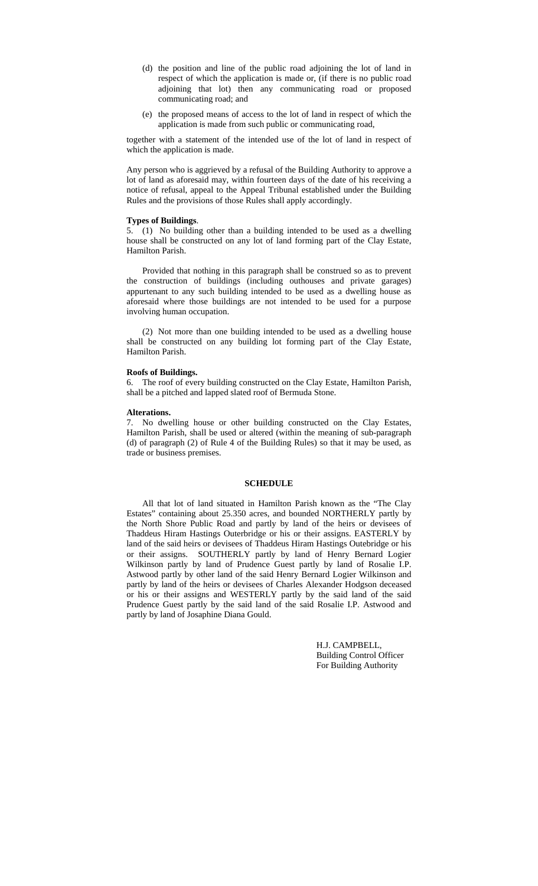(d) the position and line of the public road adjoining the lot of land in respect of which the application is made or, (if there is no public road adjoining that lot) then any communicating road or proposed communicating road; and

(e) the proposed means of access to the lot of land in respect of which the application is made from such public or communicating road,

together with a statement of the intended use of the lot of land in respect of which the application is made.

Any person who is aggrieved by a refusal of the Building Authority to approve a lot of land as aforesaid may, within fourteen days of the date of his receiving a notice of refusal, appeal to the Appeal Tribunal established under the Building Rules and the provisions of those Rules shall apply accordingly.

**Types of Buildings**.

5. (1) No building other than a building intended to be used as a dwelling house shall be constructed on any lot of land forming part of the Clay Estate, Hamilton Parish.

Provided that nothing in this paragraph shall be construed so as to prevent the construction of buildings (including outhouses and private garages) appurtenant to any such building intended to be used as a dwelling house as aforesaid where those buildings are not intended to be used for a purpose involving human occupation.

(2) Not more than one building intended to be used as a dwelling house shall be constructed on any building lot forming part of the Clay Estate, Hamilton Parish.

**Roofs of Buildings.**

6. The roof of every building constructed on the Clay Estate, Hamilton Parish, shall be a pitched and lapped slated roof of Bermuda Stone.

**Alterations.**

7. No dwelling house or other building constructed on the Clay Estates, Hamilton Parish, shall be used or altered (within the meaning of sub-paragraph (d) of paragraph (2) of Rule 4 of the Building Rules) so that it may be used, as trade or business premises.

## SCHEDULE

All that lot of land situated in Hamilton Parish known as the "The Clay Estates" containing about 25.350 acres, and bounded NORTHERLY partly by the North Shore Public Road and partly by land of the heirs or devisees of Thaddeus Hiram Hastings Outerbridge or his or their assigns. EASTERLY by land of the said heirs or devisees of Thaddeus Hiram Hastings Outebridge or his or their assigns. SOUTHERLY partly by land of Henry Bernard Logier Wilkinson partly by land of Prudence Guest partly by land of Rosalie I.P. Astwood partly by other land of the said Henry Bernard Logier Wilkinson and partly by land of the heirs or devisees of Charles Alexander Hodgson deceased or his or their assigns and WESTERLY partly by the said land of the said Prudence Guest partly by the said land of the said Rosalie I.P. Astwood and partly by land of Josaphine Diana Gould.

H.J. CAMPBELL,
Building Control Officer
For Building Authority